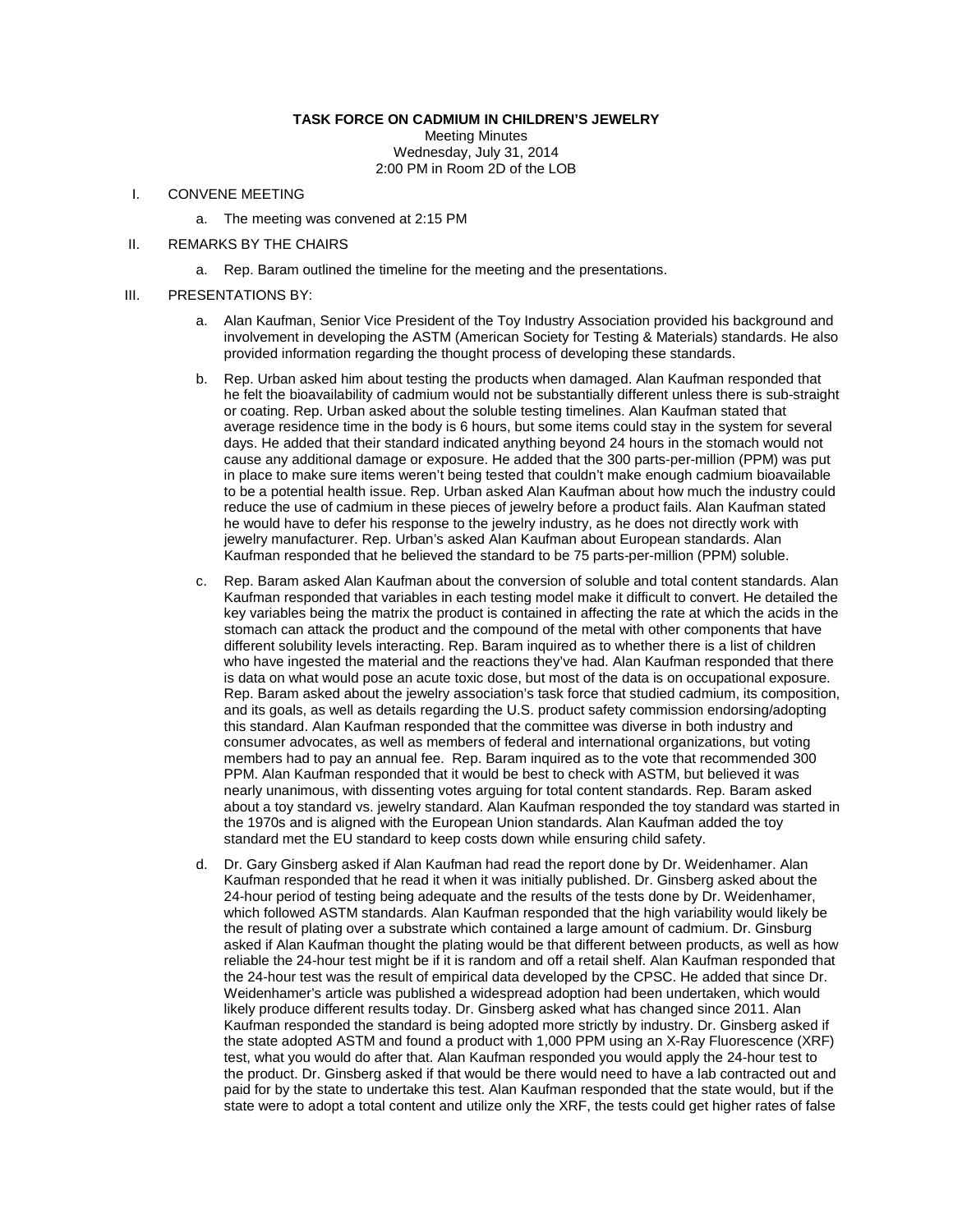**TASK FORCE ON CADMIUM IN CHILDREN'S JEWELRY**

Meeting Minutes
Wednesday, July 31, 2014
2:00 PM in Room 2D of the LOB

I. CONVENE MEETING

   a. The meeting was convened at 2:15 PM

II. REMARKS BY THE CHAIRS

   a. Rep. Baram outlined the timeline for the meeting and the presentations.

III. PRESENTATIONS BY:

   a. Alan Kaufman, Senior Vice President of the Toy Industry Association provided his background and involvement in developing the ASTM (American Society for Testing & Materials) standards. He also provided information regarding the thought process of developing these standards.

   b. Rep. Urban asked him about testing the products when damaged. Alan Kaufman responded that he felt the bioavailability of cadmium would not be substantially different unless there is sub-straight or coating. Rep. Urban asked about the soluble testing timelines. Alan Kaufman stated that average residence time in the body is 6 hours, but some items could stay in the system for several days. He added that their standard indicated anything beyond 24 hours in the stomach would not cause any additional damage or exposure. He added that the 300 parts-per-million (PPM) was put in place to make sure items weren't being tested that couldn't make enough cadmium bioavailable to be a potential health issue. Rep. Urban asked Alan Kaufman about how much the industry could reduce the use of cadmium in these pieces of jewelry before a product fails. Alan Kaufman stated he would have to defer his response to the jewelry industry, as he does not directly work with jewelry manufacturer. Rep. Urban's asked Alan Kaufman about European standards. Alan Kaufman responded that he believed the standard to be 75 parts-per-million (PPM) soluble.

   c. Rep. Baram asked Alan Kaufman about the conversion of soluble and total content standards. Alan Kaufman responded that variables in each testing model make it difficult to convert. He detailed the key variables being the matrix the product is contained in affecting the rate at which the acids in the stomach can attack the product and the compound of the metal with other components that have different solubility levels interacting. Rep. Baram inquired as to whether there is a list of children who have ingested the material and the reactions they've had. Alan Kaufman responded that there is data on what would pose an acute toxic dose, but most of the data is on occupational exposure. Rep. Baram asked about the jewelry association's task force that studied cadmium, its composition, and its goals, as well as details regarding the U.S. product safety commission endorsing/adopting this standard. Alan Kaufman responded that the committee was diverse in both industry and consumer advocates, as well as members of federal and international organizations, but voting members had to pay an annual fee. Rep. Baram inquired as to the vote that recommended 300 PPM. Alan Kaufman responded that it would be best to check with ASTM, but believed it was nearly unanimous, with dissenting votes arguing for total content standards. Rep. Baram asked about a toy standard vs. jewelry standard. Alan Kaufman responded the toy standard was started in the 1970s and is aligned with the European Union standards. Alan Kaufman added the toy standard met the EU standard to keep costs down while ensuring child safety.

   d. Dr. Gary Ginsberg asked if Alan Kaufman had read the report done by Dr. Weidenhamer. Alan Kaufman responded that he read it when it was initially published. Dr. Ginsberg asked about the 24-hour period of testing being adequate and the results of the tests done by Dr. Weidenhamer, which followed ASTM standards. Alan Kaufman responded that the high variability would likely be the result of plating over a substrate which contained a large amount of cadmium. Dr. Ginsburg asked if Alan Kaufman thought the plating would be that different between products, as well as how reliable the 24-hour test might be if it is random and off a retail shelf. Alan Kaufman responded that the 24-hour test was the result of empirical data developed by the CPSC. He added that since Dr. Weidenhamer's article was published a widespread adoption had been undertaken, which would likely produce different results today. Dr. Ginsberg asked what has changed since 2011. Alan Kaufman responded the standard is being adopted more strictly by industry. Dr. Ginsberg asked if the state adopted ASTM and found a product with 1,000 PPM using an X-Ray Fluorescence (XRF) test, what you would do after that. Alan Kaufman responded you would apply the 24-hour test to the product. Dr. Ginsberg asked if that would be there would need to have a lab contracted out and paid for by the state to undertake this test. Alan Kaufman responded that the state would, but if the state were to adopt a total content and utilize only the XRF, the tests could get higher rates of false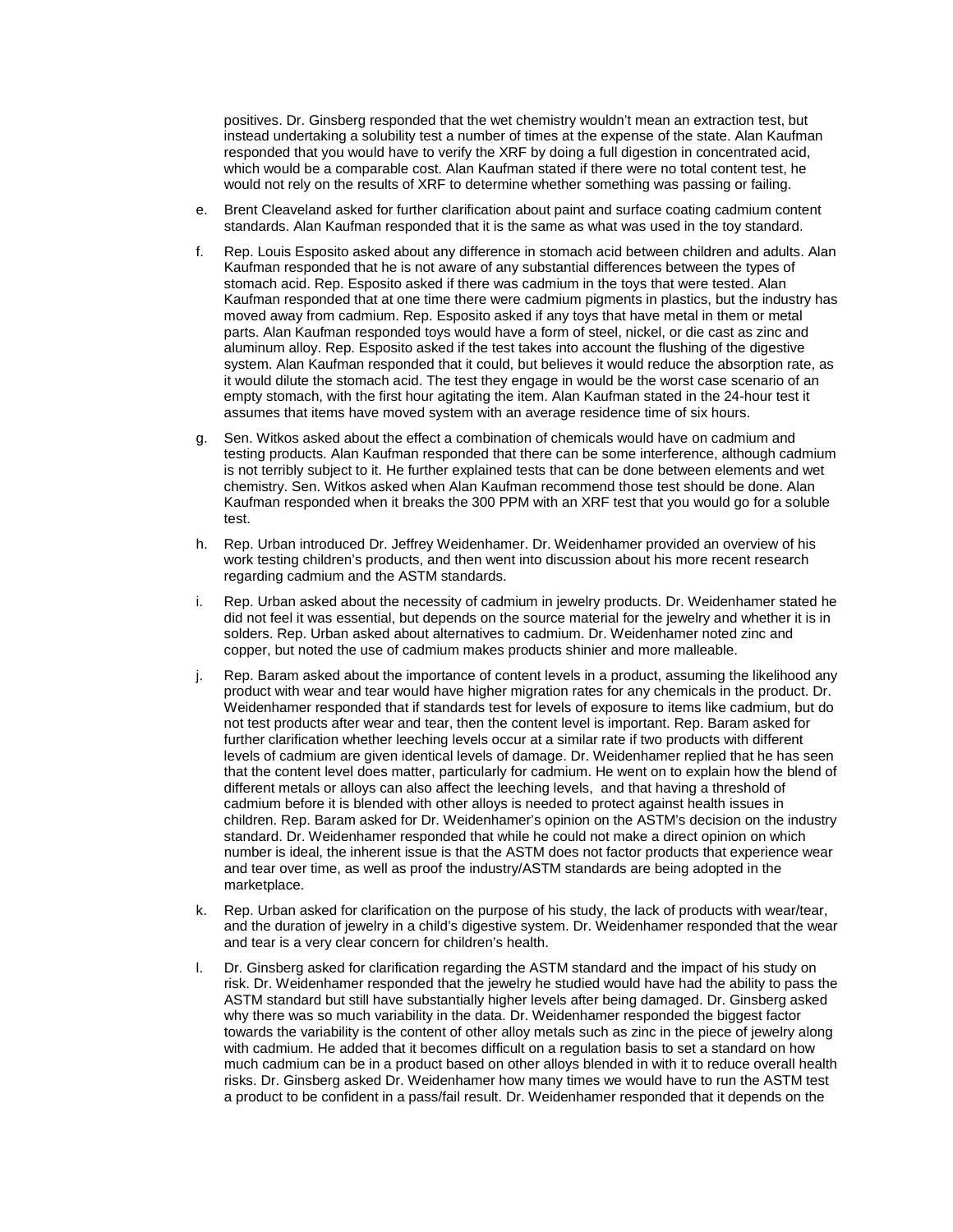positives. Dr. Ginsberg responded that the wet chemistry wouldn't mean an extraction test, but instead undertaking a solubility test a number of times at the expense of the state. Alan Kaufman responded that you would have to verify the XRF by doing a full digestion in concentrated acid, which would be a comparable cost. Alan Kaufman stated if there were no total content test, he would not rely on the results of XRF to determine whether something was passing or failing.

e. Brent Cleaveland asked for further clarification about paint and surface coating cadmium content standards. Alan Kaufman responded that it is the same as what was used in the toy standard.

f. Rep. Louis Esposito asked about any difference in stomach acid between children and adults. Alan Kaufman responded that he is not aware of any substantial differences between the types of stomach acid. Rep. Esposito asked if there was cadmium in the toys that were tested. Alan Kaufman responded that at one time there were cadmium pigments in plastics, but the industry has moved away from cadmium. Rep. Esposito asked if any toys that have metal in them or metal parts. Alan Kaufman responded toys would have a form of steel, nickel, or die cast as zinc and aluminum alloy. Rep. Esposito asked if the test takes into account the flushing of the digestive system. Alan Kaufman responded that it could, but believes it would reduce the absorption rate, as it would dilute the stomach acid. The test they engage in would be the worst case scenario of an empty stomach, with the first hour agitating the item. Alan Kaufman stated in the 24-hour test it assumes that items have moved system with an average residence time of six hours.

g. Sen. Witkos asked about the effect a combination of chemicals would have on cadmium and testing products. Alan Kaufman responded that there can be some interference, although cadmium is not terribly subject to it. He further explained tests that can be done between elements and wet chemistry. Sen. Witkos asked when Alan Kaufman recommend those test should be done. Alan Kaufman responded when it breaks the 300 PPM with an XRF test that you would go for a soluble test.

h. Rep. Urban introduced Dr. Jeffrey Weidenhamer. Dr. Weidenhamer provided an overview of his work testing children's products, and then went into discussion about his more recent research regarding cadmium and the ASTM standards.

i. Rep. Urban asked about the necessity of cadmium in jewelry products. Dr. Weidenhamer stated he did not feel it was essential, but depends on the source material for the jewelry and whether it is in solders. Rep. Urban asked about alternatives to cadmium. Dr. Weidenhamer noted zinc and copper, but noted the use of cadmium makes products shinier and more malleable.

j. Rep. Baram asked about the importance of content levels in a product, assuming the likelihood any product with wear and tear would have higher migration rates for any chemicals in the product. Dr. Weidenhamer responded that if standards test for levels of exposure to items like cadmium, but do not test products after wear and tear, then the content level is important. Rep. Baram asked for further clarification whether leeching levels occur at a similar rate if two products with different levels of cadmium are given identical levels of damage. Dr. Weidenhamer replied that he has seen that the content level does matter, particularly for cadmium. He went on to explain how the blend of different metals or alloys can also affect the leeching levels, and that having a threshold of cadmium before it is blended with other alloys is needed to protect against health issues in children. Rep. Baram asked for Dr. Weidenhamer's opinion on the ASTM's decision on the industry standard. Dr. Weidenhamer responded that while he could not make a direct opinion on which number is ideal, the inherent issue is that the ASTM does not factor products that experience wear and tear over time, as well as proof the industry/ASTM standards are being adopted in the marketplace.

k. Rep. Urban asked for clarification on the purpose of his study, the lack of products with wear/tear, and the duration of jewelry in a child's digestive system. Dr. Weidenhamer responded that the wear and tear is a very clear concern for children's health.

l. Dr. Ginsberg asked for clarification regarding the ASTM standard and the impact of his study on risk. Dr. Weidenhamer responded that the jewelry he studied would have had the ability to pass the ASTM standard but still have substantially higher levels after being damaged. Dr. Ginsberg asked why there was so much variability in the data. Dr. Weidenhamer responded the biggest factor towards the variability is the content of other alloy metals such as zinc in the piece of jewelry along with cadmium. He added that it becomes difficult on a regulation basis to set a standard on how much cadmium can be in a product based on other alloys blended in with it to reduce overall health risks. Dr. Ginsberg asked Dr. Weidenhamer how many times we would have to run the ASTM test a product to be confident in a pass/fail result. Dr. Weidenhamer responded that it depends on the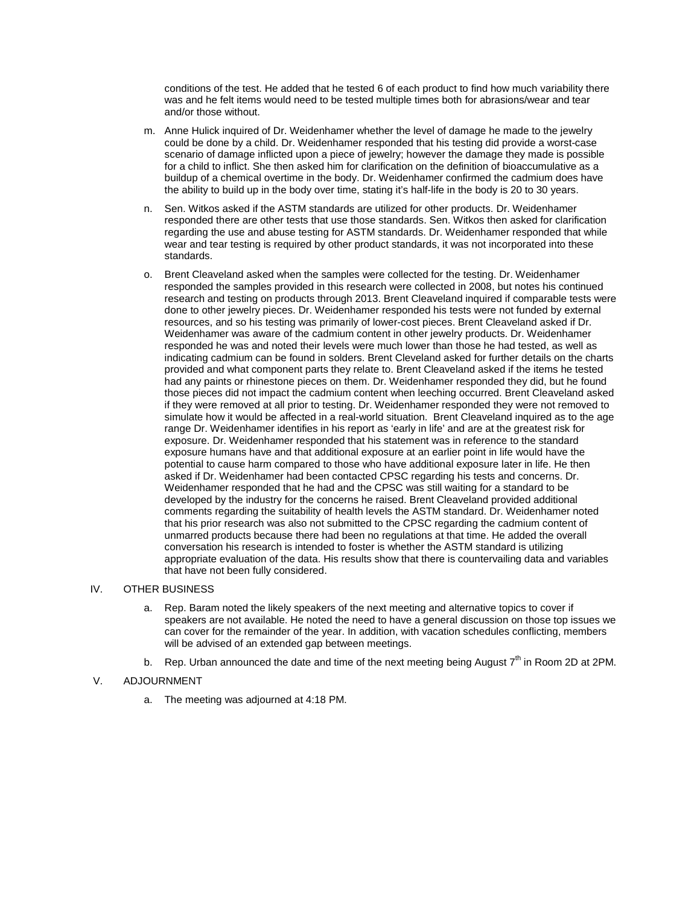conditions of the test. He added that he tested 6 of each product to find how much variability there was and he felt items would need to be tested multiple times both for abrasions/wear and tear and/or those without.

m. Anne Hulick inquired of Dr. Weidenhamer whether the level of damage he made to the jewelry could be done by a child. Dr. Weidenhamer responded that his testing did provide a worst-case scenario of damage inflicted upon a piece of jewelry; however the damage they made is possible for a child to inflict. She then asked him for clarification on the definition of bioaccumulative as a buildup of a chemical overtime in the body. Dr. Weidenhamer confirmed the cadmium does have the ability to build up in the body over time, stating it's half-life in the body is 20 to 30 years.

n. Sen. Witkos asked if the ASTM standards are utilized for other products. Dr. Weidenhamer responded there are other tests that use those standards. Sen. Witkos then asked for clarification regarding the use and abuse testing for ASTM standards. Dr. Weidenhamer responded that while wear and tear testing is required by other product standards, it was not incorporated into these standards.

o. Brent Cleaveland asked when the samples were collected for the testing. Dr. Weidenhamer responded the samples provided in this research were collected in 2008, but notes his continued research and testing on products through 2013. Brent Cleaveland inquired if comparable tests were done to other jewelry pieces. Dr. Weidenhamer responded his tests were not funded by external resources, and so his testing was primarily of lower-cost pieces. Brent Cleaveland asked if Dr. Weidenhamer was aware of the cadmium content in other jewelry products. Dr. Weidenhamer responded he was and noted their levels were much lower than those he had tested, as well as indicating cadmium can be found in solders. Brent Cleveland asked for further details on the charts provided and what component parts they relate to. Brent Cleaveland asked if the items he tested had any paints or rhinestone pieces on them. Dr. Weidenhamer responded they did, but he found those pieces did not impact the cadmium content when leeching occurred. Brent Cleaveland asked if they were removed at all prior to testing. Dr. Weidenhamer responded they were not removed to simulate how it would be affected in a real-world situation. Brent Cleaveland inquired as to the age range Dr. Weidenhamer identifies in his report as 'early in life' and are at the greatest risk for exposure. Dr. Weidenhamer responded that his statement was in reference to the standard exposure humans have and that additional exposure at an earlier point in life would have the potential to cause harm compared to those who have additional exposure later in life. He then asked if Dr. Weidenhamer had been contacted CPSC regarding his tests and concerns. Dr. Weidenhamer responded that he had and the CPSC was still waiting for a standard to be developed by the industry for the concerns he raised. Brent Cleaveland provided additional comments regarding the suitability of health levels the ASTM standard. Dr. Weidenhamer noted that his prior research was also not submitted to the CPSC regarding the cadmium content of unmarred products because there had been no regulations at that time. He added the overall conversation his research is intended to foster is whether the ASTM standard is utilizing appropriate evaluation of the data. His results show that there is countervailing data and variables that have not been fully considered.

IV. OTHER BUSINESS

a. Rep. Baram noted the likely speakers of the next meeting and alternative topics to cover if speakers are not available. He noted the need to have a general discussion on those top issues we can cover for the remainder of the year. In addition, with vacation schedules conflicting, members will be advised of an extended gap between meetings.

b. Rep. Urban announced the date and time of the next meeting being August 7th in Room 2D at 2PM.

V. ADJOURNMENT

a. The meeting was adjourned at 4:18 PM.